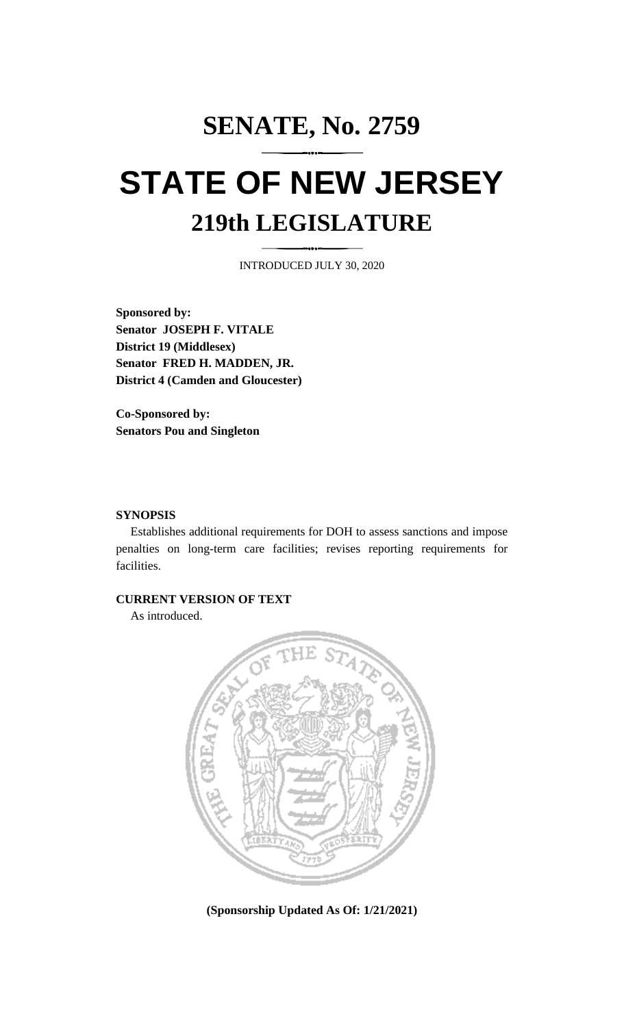# SENATE, No. 2759

# STATE OF NEW JERSEY

## 219th LEGISLATURE

INTRODUCED JULY 30, 2020

**Sponsored by:**
**Senator JOSEPH F. VITALE**
**District 19 (Middlesex)**
**Senator FRED H. MADDEN, JR.**
**District 4 (Camden and Gloucester)**

**Co-Sponsored by:**
**Senators Pou and Singleton**

**SYNOPSIS**

Establishes additional requirements for DOH to assess sanctions and impose penalties on long-term care facilities; revises reporting requirements for facilities.

**CURRENT VERSION OF TEXT**

As introduced.

**(Sponsorship Updated As Of: 1/21/2021)**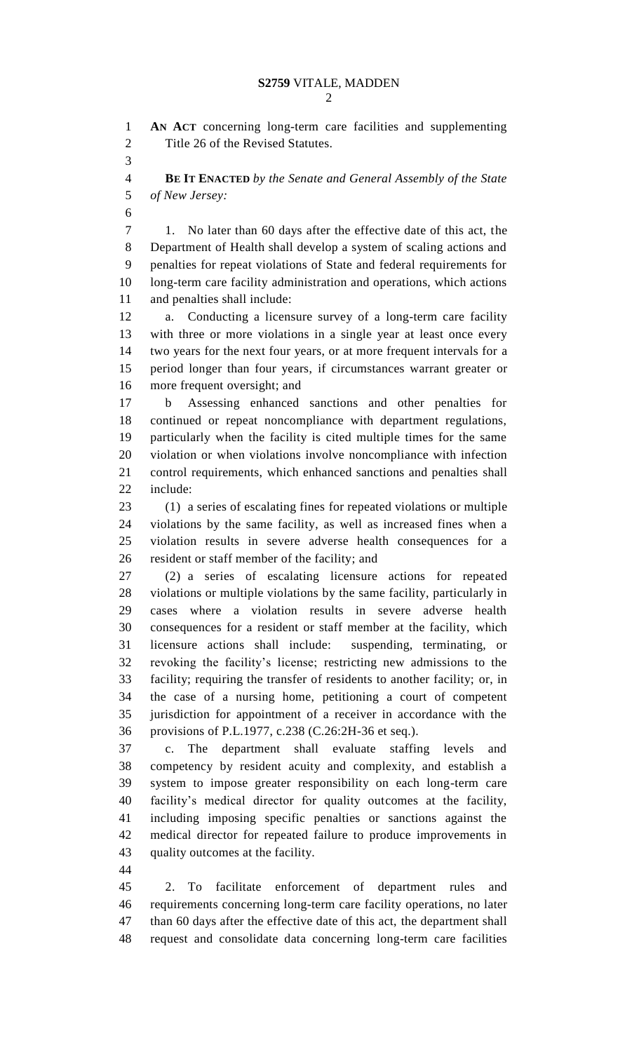**AN ACT** concerning long-term care facilities and supplementing Title 26 of the Revised Statutes.

**BE IT ENACTED** *by the Senate and General Assembly of the State of New Jersey:*

1. No later than 60 days after the effective date of this act, the Department of Health shall develop a system of scaling actions and penalties for repeat violations of State and federal requirements for long-term care facility administration and operations, which actions and penalties shall include:

a. Conducting a licensure survey of a long-term care facility with three or more violations in a single year at least once every two years for the next four years, or at more frequent intervals for a period longer than four years, if circumstances warrant greater or more frequent oversight; and

b Assessing enhanced sanctions and other penalties for continued or repeat noncompliance with department regulations, particularly when the facility is cited multiple times for the same violation or when violations involve noncompliance with infection control requirements, which enhanced sanctions and penalties shall include:

(1) a series of escalating fines for repeated violations or multiple violations by the same facility, as well as increased fines when a violation results in severe adverse health consequences for a resident or staff member of the facility; and

(2) a series of escalating licensure actions for repeated violations or multiple violations by the same facility, particularly in cases where a violation results in severe adverse health consequences for a resident or staff member at the facility, which licensure actions shall include: suspending, terminating, or revoking the facility's license; restricting new admissions to the facility; requiring the transfer of residents to another facility; or, in the case of a nursing home, petitioning a court of competent jurisdiction for appointment of a receiver in accordance with the provisions of P.L.1977, c.238 (C.26:2H-36 et seq.).

c. The department shall evaluate staffing levels and competency by resident acuity and complexity, and establish a system to impose greater responsibility on each long-term care facility's medical director for quality outcomes at the facility, including imposing specific penalties or sanctions against the medical director for repeated failure to produce improvements in quality outcomes at the facility.

2. To facilitate enforcement of department rules and requirements concerning long-term care facility operations, no later than 60 days after the effective date of this act, the department shall request and consolidate data concerning long-term care facilities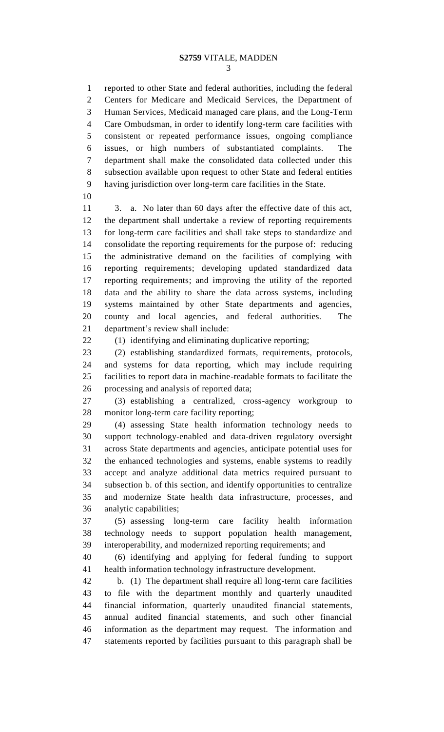reported to other State and federal authorities, including the federal Centers for Medicare and Medicaid Services, the Department of Human Services, Medicaid managed care plans, and the Long-Term Care Ombudsman, in order to identify long-term care facilities with consistent or repeated performance issues, ongoing compliance issues, or high numbers of substantiated complaints. The department shall make the consolidated data collected under this subsection available upon request to other State and federal entities having jurisdiction over long-term care facilities in the State.

3. a. No later than 60 days after the effective date of this act, the department shall undertake a review of reporting requirements for long-term care facilities and shall take steps to standardize and consolidate the reporting requirements for the purpose of: reducing the administrative demand on the facilities of complying with reporting requirements; developing updated standardized data reporting requirements; and improving the utility of the reported data and the ability to share the data across systems, including systems maintained by other State departments and agencies, county and local agencies, and federal authorities. The department's review shall include:

(1) identifying and eliminating duplicative reporting;

(2) establishing standardized formats, requirements, protocols, and systems for data reporting, which may include requiring facilities to report data in machine-readable formats to facilitate the processing and analysis of reported data;

(3) establishing a centralized, cross-agency workgroup to monitor long-term care facility reporting;

(4) assessing State health information technology needs to support technology-enabled and data-driven regulatory oversight across State departments and agencies, anticipate potential uses for the enhanced technologies and systems, enable systems to readily accept and analyze additional data metrics required pursuant to subsection b. of this section, and identify opportunities to centralize and modernize State health data infrastructure, processes, and analytic capabilities;

(5) assessing long-term care facility health information technology needs to support population health management, interoperability, and modernized reporting requirements; and

(6) identifying and applying for federal funding to support health information technology infrastructure development.

b. (1) The department shall require all long-term care facilities to file with the department monthly and quarterly unaudited financial information, quarterly unaudited financial statements, annual audited financial statements, and such other financial information as the department may request. The information and statements reported by facilities pursuant to this paragraph shall be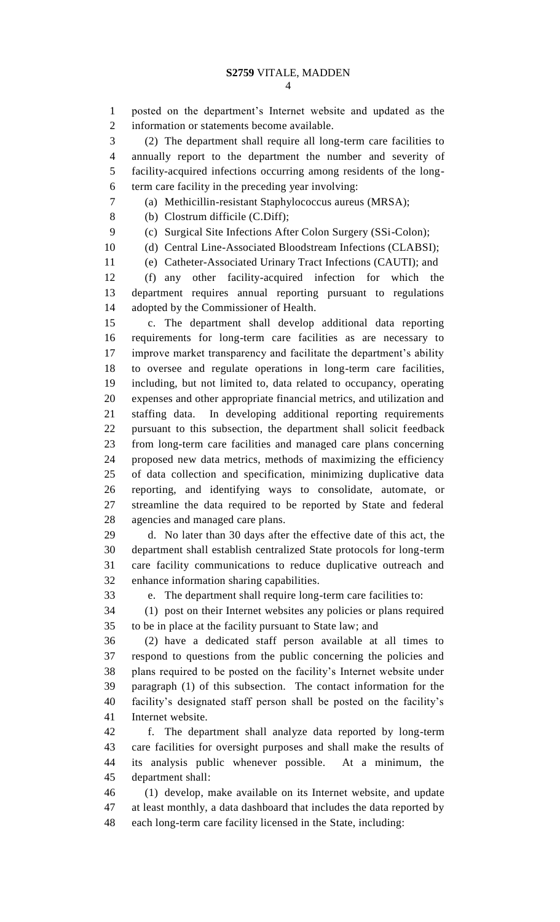posted on the department's Internet website and updated as the information or statements become available.

(2) The department shall require all long-term care facilities to annually report to the department the number and severity of facility-acquired infections occurring among residents of the long-term care facility in the preceding year involving:

(a) Methicillin-resistant Staphylococcus aureus (MRSA);

(b) Clostrum difficile (C.Diff);

(c) Surgical Site Infections After Colon Surgery (SSi-Colon);

(d) Central Line-Associated Bloodstream Infections (CLABSI);

(e) Catheter-Associated Urinary Tract Infections (CAUTI); and

(f) any other facility-acquired infection for which the department requires annual reporting pursuant to regulations adopted by the Commissioner of Health.

c. The department shall develop additional data reporting requirements for long-term care facilities as are necessary to improve market transparency and facilitate the department's ability to oversee and regulate operations in long-term care facilities, including, but not limited to, data related to occupancy, operating expenses and other appropriate financial metrics, and utilization and staffing data. In developing additional reporting requirements pursuant to this subsection, the department shall solicit feedback from long-term care facilities and managed care plans concerning proposed new data metrics, methods of maximizing the efficiency of data collection and specification, minimizing duplicative data reporting, and identifying ways to consolidate, automate, or streamline the data required to be reported by State and federal agencies and managed care plans.

d. No later than 30 days after the effective date of this act, the department shall establish centralized State protocols for long-term care facility communications to reduce duplicative outreach and enhance information sharing capabilities.

e. The department shall require long-term care facilities to:

(1) post on their Internet websites any policies or plans required to be in place at the facility pursuant to State law; and

(2) have a dedicated staff person available at all times to respond to questions from the public concerning the policies and plans required to be posted on the facility's Internet website under paragraph (1) of this subsection. The contact information for the facility's designated staff person shall be posted on the facility's Internet website.

f. The department shall analyze data reported by long-term care facilities for oversight purposes and shall make the results of its analysis public whenever possible. At a minimum, the department shall:

(1) develop, make available on its Internet website, and update at least monthly, a data dashboard that includes the data reported by each long-term care facility licensed in the State, including: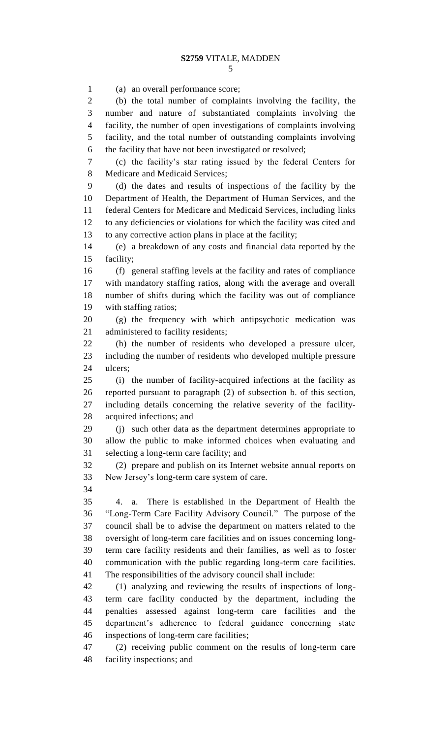(a) an overall performance score;

(b) the total number of complaints involving the facility, the number and nature of substantiated complaints involving the facility, the number of open investigations of complaints involving facility, and the total number of outstanding complaints involving the facility that have not been investigated or resolved;

(c) the facility's star rating issued by the federal Centers for Medicare and Medicaid Services;

(d) the dates and results of inspections of the facility by the Department of Health, the Department of Human Services, and the federal Centers for Medicare and Medicaid Services, including links to any deficiencies or violations for which the facility was cited and to any corrective action plans in place at the facility;

(e) a breakdown of any costs and financial data reported by the facility;

(f) general staffing levels at the facility and rates of compliance with mandatory staffing ratios, along with the average and overall number of shifts during which the facility was out of compliance with staffing ratios;

(g) the frequency with which antipsychotic medication was administered to facility residents;

(h) the number of residents who developed a pressure ulcer, including the number of residents who developed multiple pressure ulcers;

(i) the number of facility-acquired infections at the facility as reported pursuant to paragraph (2) of subsection b. of this section, including details concerning the relative severity of the facility-acquired infections; and

(j) such other data as the department determines appropriate to allow the public to make informed choices when evaluating and selecting a long-term care facility; and

(2) prepare and publish on its Internet website annual reports on New Jersey's long-term care system of care.

4. a. There is established in the Department of Health the "Long-Term Care Facility Advisory Council." The purpose of the council shall be to advise the department on matters related to the oversight of long-term care facilities and on issues concerning long-term care facility residents and their families, as well as to foster communication with the public regarding long-term care facilities. The responsibilities of the advisory council shall include:

(1) analyzing and reviewing the results of inspections of long-term care facility conducted by the department, including the penalties assessed against long-term care facilities and the department's adherence to federal guidance concerning state inspections of long-term care facilities;

(2) receiving public comment on the results of long-term care facility inspections; and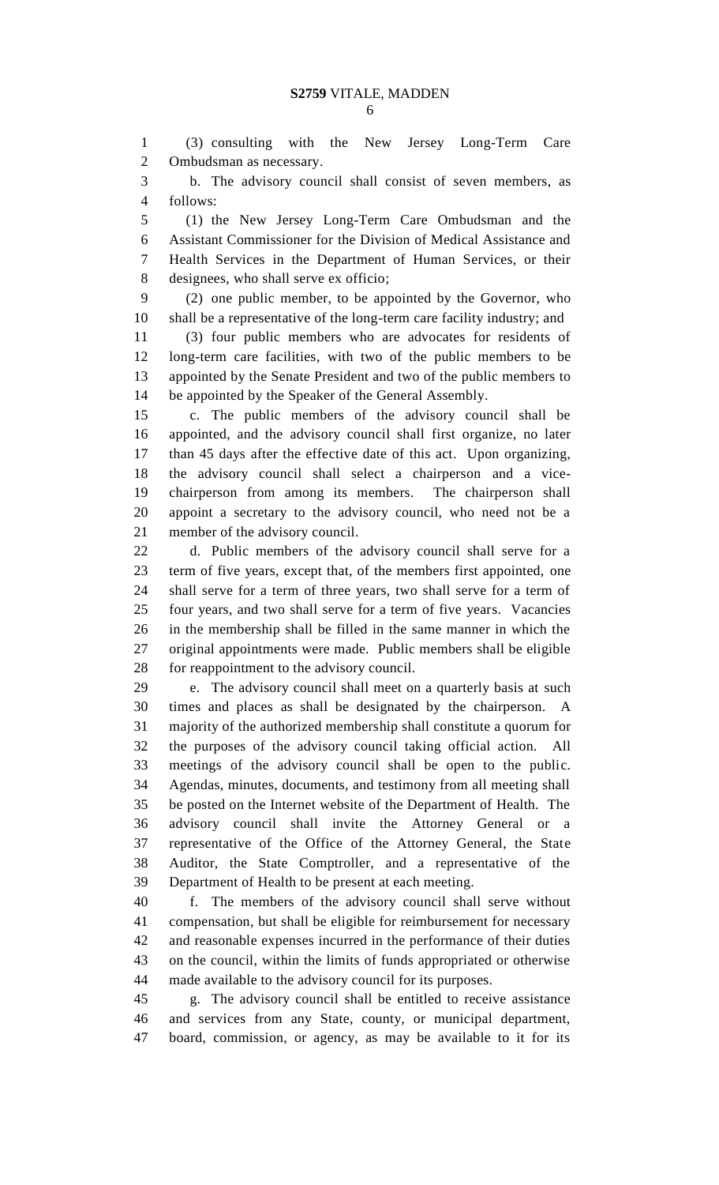(3) consulting with the New Jersey Long-Term Care Ombudsman as necessary.

b. The advisory council shall consist of seven members, as follows:

(1) the New Jersey Long-Term Care Ombudsman and the Assistant Commissioner for the Division of Medical Assistance and Health Services in the Department of Human Services, or their designees, who shall serve ex officio;

(2) one public member, to be appointed by the Governor, who shall be a representative of the long-term care facility industry; and

(3) four public members who are advocates for residents of long-term care facilities, with two of the public members to be appointed by the Senate President and two of the public members to be appointed by the Speaker of the General Assembly.

c. The public members of the advisory council shall be appointed, and the advisory council shall first organize, no later than 45 days after the effective date of this act. Upon organizing, the advisory council shall select a chairperson and a vice-chairperson from among its members. The chairperson shall appoint a secretary to the advisory council, who need not be a member of the advisory council.

d. Public members of the advisory council shall serve for a term of five years, except that, of the members first appointed, one shall serve for a term of three years, two shall serve for a term of four years, and two shall serve for a term of five years. Vacancies in the membership shall be filled in the same manner in which the original appointments were made. Public members shall be eligible for reappointment to the advisory council.

e. The advisory council shall meet on a quarterly basis at such times and places as shall be designated by the chairperson. A majority of the authorized membership shall constitute a quorum for the purposes of the advisory council taking official action. All meetings of the advisory council shall be open to the public. Agendas, minutes, documents, and testimony from all meeting shall be posted on the Internet website of the Department of Health. The advisory council shall invite the Attorney General or a representative of the Office of the Attorney General, the State Auditor, the State Comptroller, and a representative of the Department of Health to be present at each meeting.

f. The members of the advisory council shall serve without compensation, but shall be eligible for reimbursement for necessary and reasonable expenses incurred in the performance of their duties on the council, within the limits of funds appropriated or otherwise made available to the advisory council for its purposes.

g. The advisory council shall be entitled to receive assistance and services from any State, county, or municipal department, board, commission, or agency, as may be available to it for its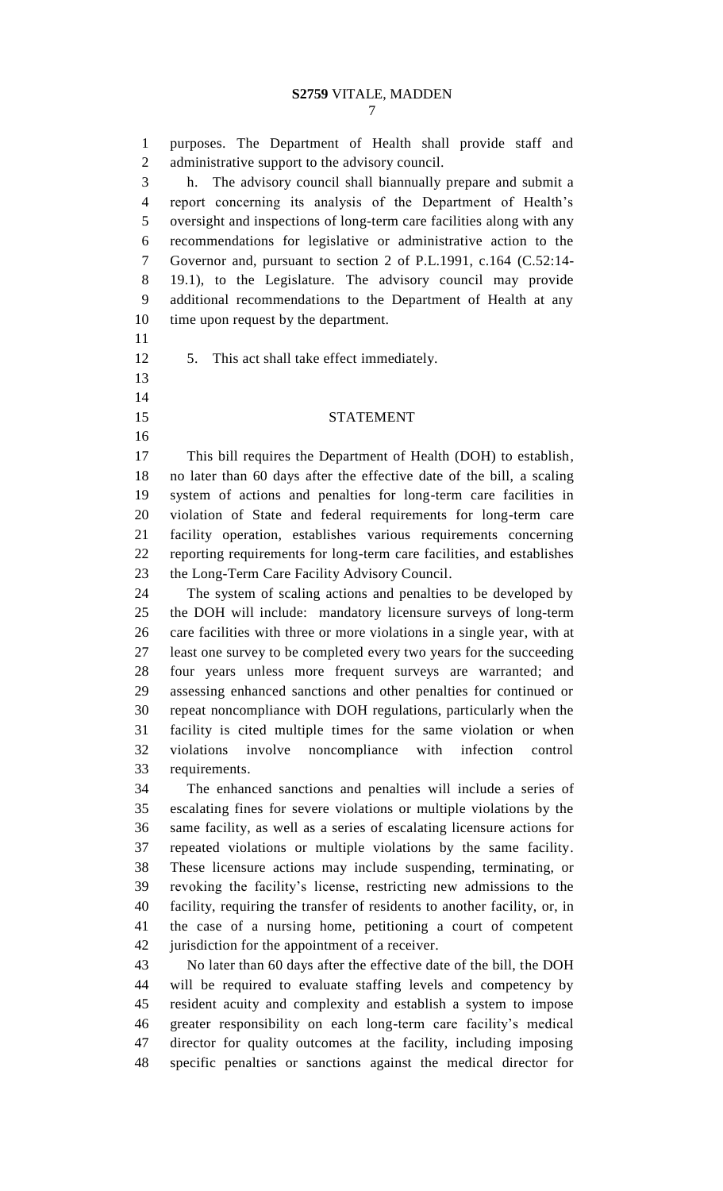purposes. The Department of Health shall provide staff and administrative support to the advisory council.

h. The advisory council shall biannually prepare and submit a report concerning its analysis of the Department of Health's oversight and inspections of long-term care facilities along with any recommendations for legislative or administrative action to the Governor and, pursuant to section 2 of P.L.1991, c.164 (C.52:14-19.1), to the Legislature. The advisory council may provide additional recommendations to the Department of Health at any time upon request by the department.

5. This act shall take effect immediately.

## STATEMENT

This bill requires the Department of Health (DOH) to establish, no later than 60 days after the effective date of the bill, a scaling system of actions and penalties for long-term care facilities in violation of State and federal requirements for long-term care facility operation, establishes various requirements concerning reporting requirements for long-term care facilities, and establishes the Long-Term Care Facility Advisory Council.

The system of scaling actions and penalties to be developed by the DOH will include: mandatory licensure surveys of long-term care facilities with three or more violations in a single year, with at least one survey to be completed every two years for the succeeding four years unless more frequent surveys are warranted; and assessing enhanced sanctions and other penalties for continued or repeat noncompliance with DOH regulations, particularly when the facility is cited multiple times for the same violation or when violations involve noncompliance with infection control requirements.

The enhanced sanctions and penalties will include a series of escalating fines for severe violations or multiple violations by the same facility, as well as a series of escalating licensure actions for repeated violations or multiple violations by the same facility. These licensure actions may include suspending, terminating, or revoking the facility's license, restricting new admissions to the facility, requiring the transfer of residents to another facility, or, in the case of a nursing home, petitioning a court of competent jurisdiction for the appointment of a receiver.

No later than 60 days after the effective date of the bill, the DOH will be required to evaluate staffing levels and competency by resident acuity and complexity and establish a system to impose greater responsibility on each long-term care facility's medical director for quality outcomes at the facility, including imposing specific penalties or sanctions against the medical director for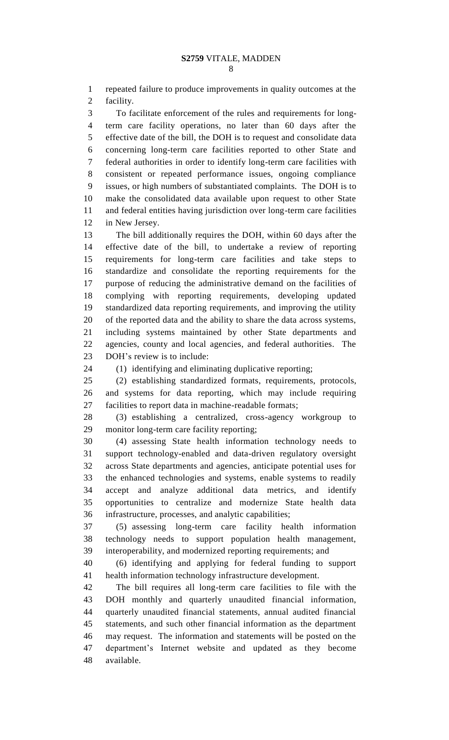repeated failure to produce improvements in quality outcomes at the facility.

To facilitate enforcement of the rules and requirements for long-term care facility operations, no later than 60 days after the effective date of the bill, the DOH is to request and consolidate data concerning long-term care facilities reported to other State and federal authorities in order to identify long-term care facilities with consistent or repeated performance issues, ongoing compliance issues, or high numbers of substantiated complaints. The DOH is to make the consolidated data available upon request to other State and federal entities having jurisdiction over long-term care facilities in New Jersey.

The bill additionally requires the DOH, within 60 days after the effective date of the bill, to undertake a review of reporting requirements for long-term care facilities and take steps to standardize and consolidate the reporting requirements for the purpose of reducing the administrative demand on the facilities of complying with reporting requirements, developing updated standardized data reporting requirements, and improving the utility of the reported data and the ability to share the data across systems, including systems maintained by other State departments and agencies, county and local agencies, and federal authorities. The DOH's review is to include:

(1) identifying and eliminating duplicative reporting;

(2) establishing standardized formats, requirements, protocols, and systems for data reporting, which may include requiring facilities to report data in machine-readable formats;

(3) establishing a centralized, cross-agency workgroup to monitor long-term care facility reporting;

(4) assessing State health information technology needs to support technology-enabled and data-driven regulatory oversight across State departments and agencies, anticipate potential uses for the enhanced technologies and systems, enable systems to readily accept and analyze additional data metrics, and identify opportunities to centralize and modernize State health data infrastructure, processes, and analytic capabilities;

(5) assessing long-term care facility health information technology needs to support population health management, interoperability, and modernized reporting requirements; and

(6) identifying and applying for federal funding to support health information technology infrastructure development.

The bill requires all long-term care facilities to file with the DOH monthly and quarterly unaudited financial information, quarterly unaudited financial statements, annual audited financial statements, and such other financial information as the department may request. The information and statements will be posted on the department's Internet website and updated as they become available.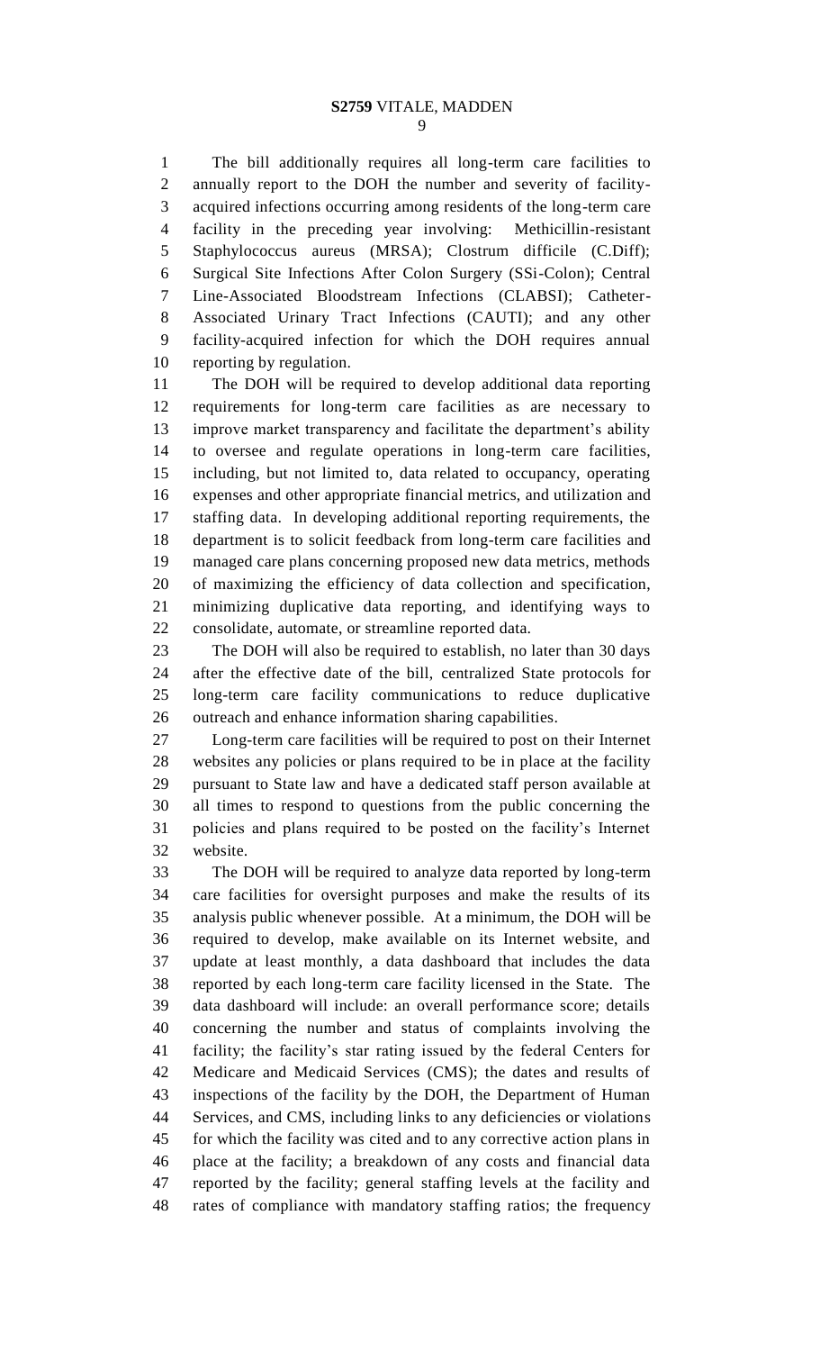The bill additionally requires all long-term care facilities to annually report to the DOH the number and severity of facility-acquired infections occurring among residents of the long-term care facility in the preceding year involving: Methicillin-resistant Staphylococcus aureus (MRSA); Clostrum difficile (C.Diff); Surgical Site Infections After Colon Surgery (SSi-Colon); Central Line-Associated Bloodstream Infections (CLABSI); Catheter-Associated Urinary Tract Infections (CAUTI); and any other facility-acquired infection for which the DOH requires annual reporting by regulation.

The DOH will be required to develop additional data reporting requirements for long-term care facilities as are necessary to improve market transparency and facilitate the department's ability to oversee and regulate operations in long-term care facilities, including, but not limited to, data related to occupancy, operating expenses and other appropriate financial metrics, and utilization and staffing data. In developing additional reporting requirements, the department is to solicit feedback from long-term care facilities and managed care plans concerning proposed new data metrics, methods of maximizing the efficiency of data collection and specification, minimizing duplicative data reporting, and identifying ways to consolidate, automate, or streamline reported data.

The DOH will also be required to establish, no later than 30 days after the effective date of the bill, centralized State protocols for long-term care facility communications to reduce duplicative outreach and enhance information sharing capabilities.

Long-term care facilities will be required to post on their Internet websites any policies or plans required to be in place at the facility pursuant to State law and have a dedicated staff person available at all times to respond to questions from the public concerning the policies and plans required to be posted on the facility's Internet website.

The DOH will be required to analyze data reported by long-term care facilities for oversight purposes and make the results of its analysis public whenever possible. At a minimum, the DOH will be required to develop, make available on its Internet website, and update at least monthly, a data dashboard that includes the data reported by each long-term care facility licensed in the State. The data dashboard will include: an overall performance score; details concerning the number and status of complaints involving the facility; the facility's star rating issued by the federal Centers for Medicare and Medicaid Services (CMS); the dates and results of inspections of the facility by the DOH, the Department of Human Services, and CMS, including links to any deficiencies or violations for which the facility was cited and to any corrective action plans in place at the facility; a breakdown of any costs and financial data reported by the facility; general staffing levels at the facility and rates of compliance with mandatory staffing ratios; the frequency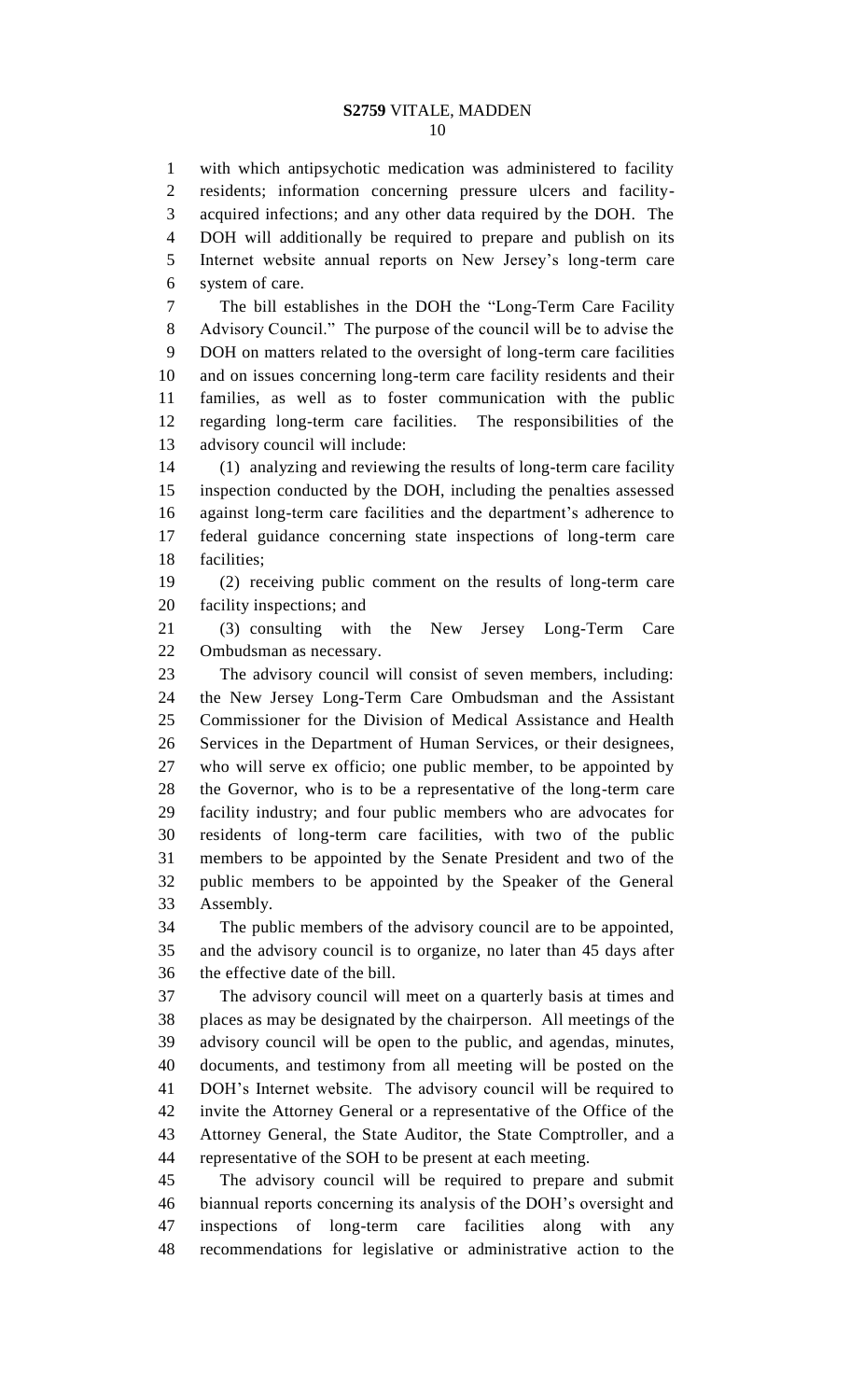with which antipsychotic medication was administered to facility residents; information concerning pressure ulcers and facility-acquired infections; and any other data required by the DOH. The DOH will additionally be required to prepare and publish on its Internet website annual reports on New Jersey's long-term care system of care.

The bill establishes in the DOH the "Long-Term Care Facility Advisory Council." The purpose of the council will be to advise the DOH on matters related to the oversight of long-term care facilities and on issues concerning long-term care facility residents and their families, as well as to foster communication with the public regarding long-term care facilities. The responsibilities of the advisory council will include:

(1) analyzing and reviewing the results of long-term care facility inspection conducted by the DOH, including the penalties assessed against long-term care facilities and the department's adherence to federal guidance concerning state inspections of long-term care facilities;

(2) receiving public comment on the results of long-term care facility inspections; and

(3) consulting with the New Jersey Long-Term Care Ombudsman as necessary.

The advisory council will consist of seven members, including: the New Jersey Long-Term Care Ombudsman and the Assistant Commissioner for the Division of Medical Assistance and Health Services in the Department of Human Services, or their designees, who will serve ex officio; one public member, to be appointed by the Governor, who is to be a representative of the long-term care facility industry; and four public members who are advocates for residents of long-term care facilities, with two of the public members to be appointed by the Senate President and two of the public members to be appointed by the Speaker of the General Assembly.

The public members of the advisory council are to be appointed, and the advisory council is to organize, no later than 45 days after the effective date of the bill.

The advisory council will meet on a quarterly basis at times and places as may be designated by the chairperson. All meetings of the advisory council will be open to the public, and agendas, minutes, documents, and testimony from all meeting will be posted on the DOH's Internet website. The advisory council will be required to invite the Attorney General or a representative of the Office of the Attorney General, the State Auditor, the State Comptroller, and a representative of the SOH to be present at each meeting.

The advisory council will be required to prepare and submit biannual reports concerning its analysis of the DOH's oversight and inspections of long-term care facilities along with any recommendations for legislative or administrative action to the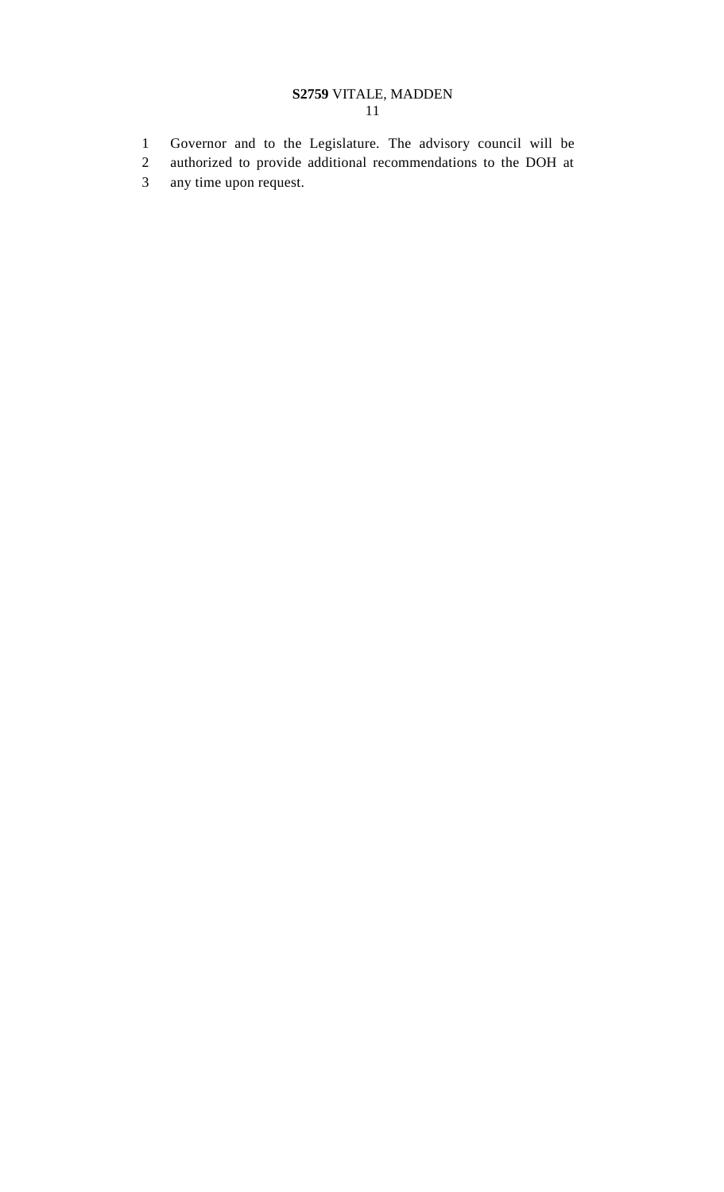Governor and to the Legislature. The advisory council will be authorized to provide additional recommendations to the DOH at any time upon request.